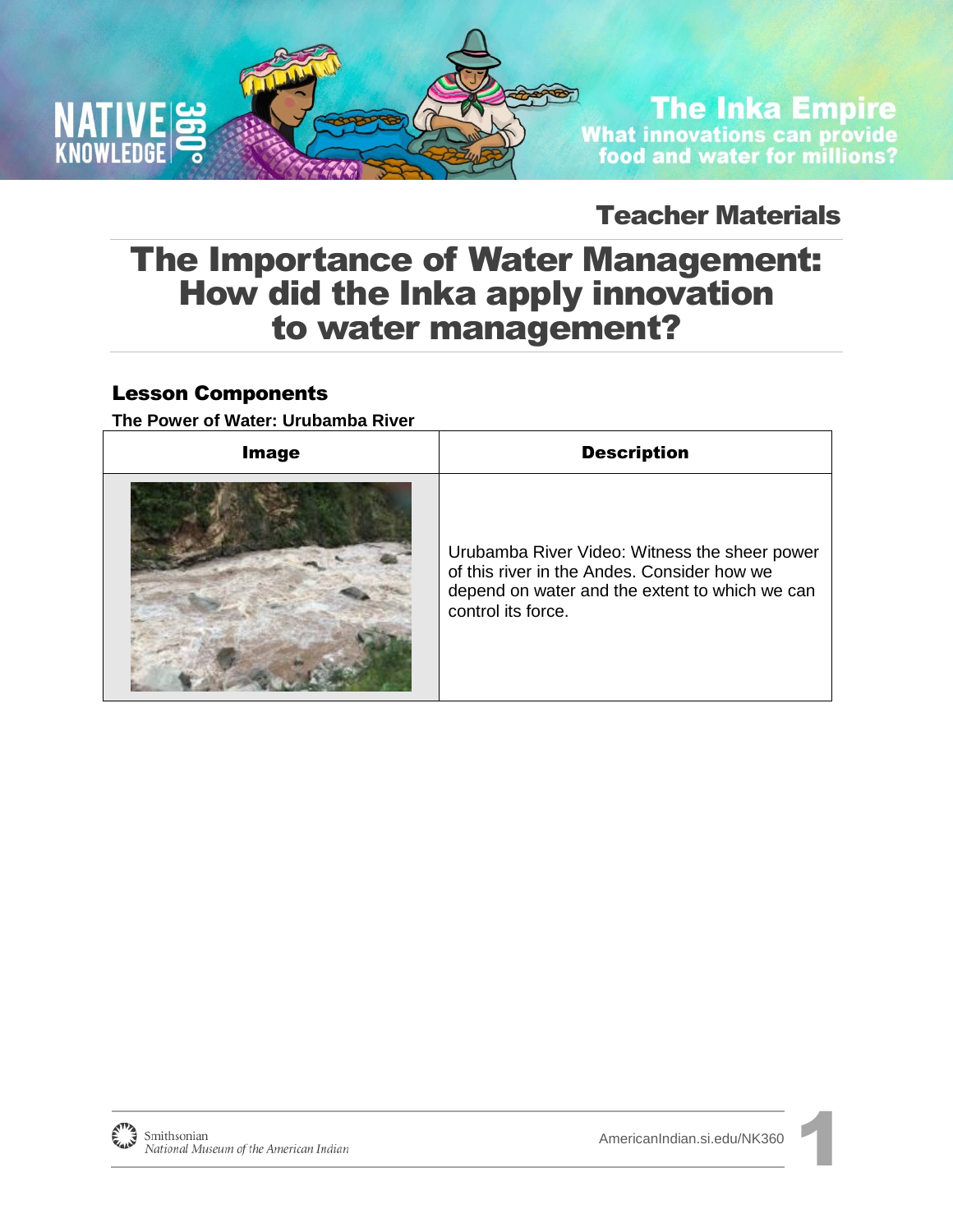# The Inka Empire
## What innovations can provide food and water for millions?

**Teacher Materials**

# The Importance of Water Management: How did the Inka apply innovation to water management?

## Lesson Components

**The Power of Water: Urubamba River**

| Image | Description |
| --- | --- |
| | Urubamba River Video: Witness the sheer power of this river in the Andes. Consider how we depend on water and the extent to which we can control its force. |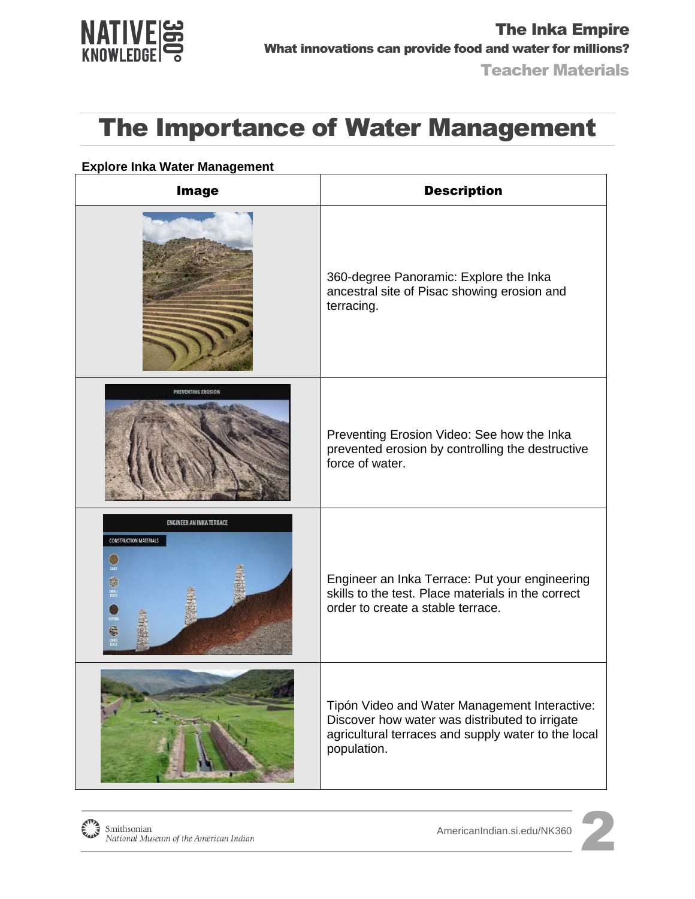# The Importance of Water Management

**Explore Inka Water Management**

| Image | Description |
|---|---|
| | 360-degree Panoramic: Explore the Inka ancestral site of Pisac showing erosion and terracing. |
| | Preventing Erosion Video: See how the Inka prevented erosion by controlling the destructive force of water. |
| | Engineer an Inka Terrace: Put your engineering skills to the test. Place materials in the correct order to create a stable terrace. |
| | Tipón Video and Water Management Interactive: Discover how water was distributed to irrigate agricultural terraces and supply water to the local population. |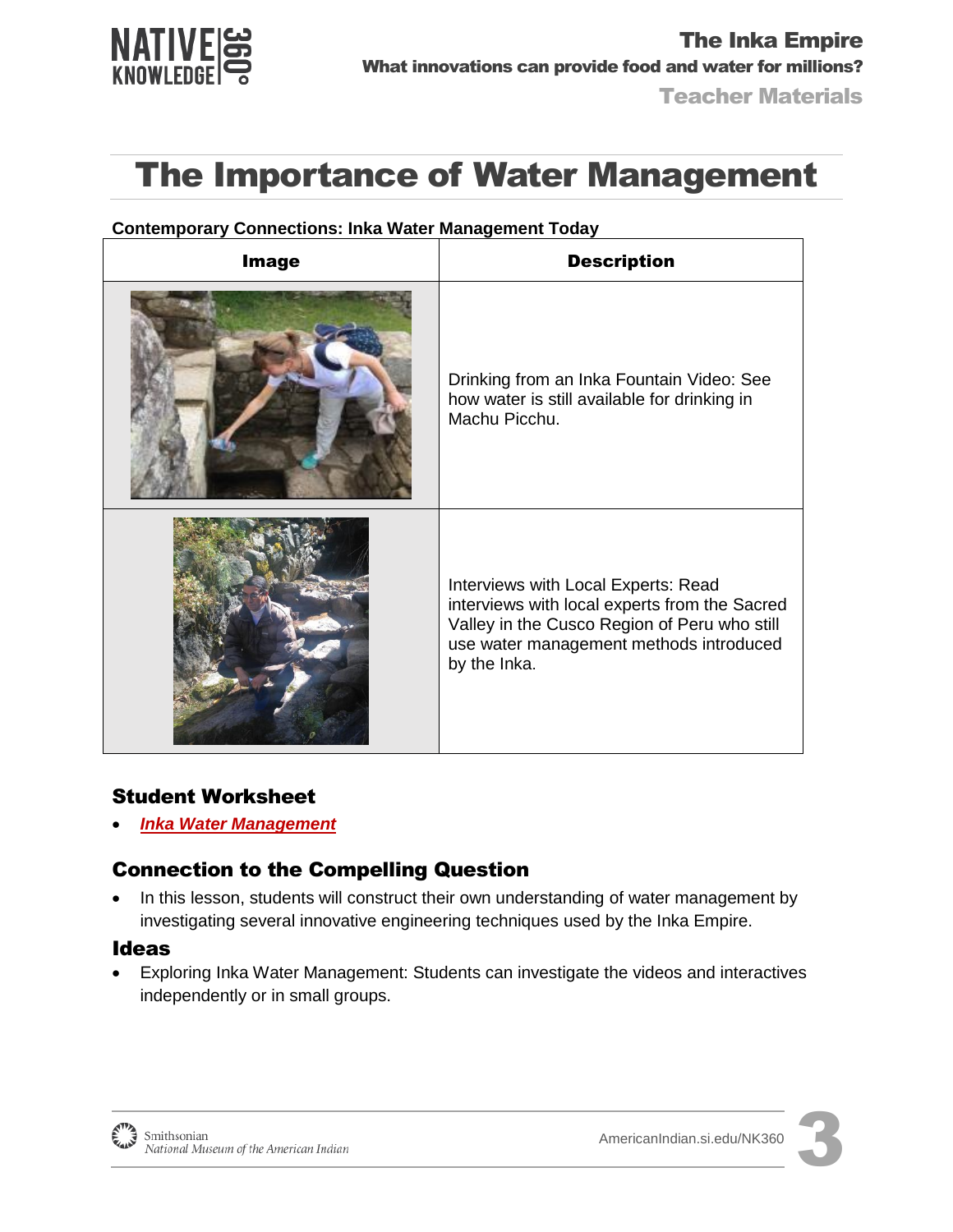# The Importance of Water Management

**Contemporary Connections: Inka Water Management Today**

| Image | Description |
|---|---|
| | Drinking from an Inka Fountain Video: See how water is still available for drinking in Machu Picchu. |
| | Interviews with Local Experts: Read interviews with local experts from the Sacred Valley in the Cusco Region of Peru who still use water management methods introduced by the Inka. |

## Student Worksheet

- ***Inka Water Management***

## Connection to the Compelling Question

- In this lesson, students will construct their own understanding of water management by investigating several innovative engineering techniques used by the Inka Empire.

### Ideas

- Exploring Inka Water Management: Students can investigate the videos and interactives independently or in small groups.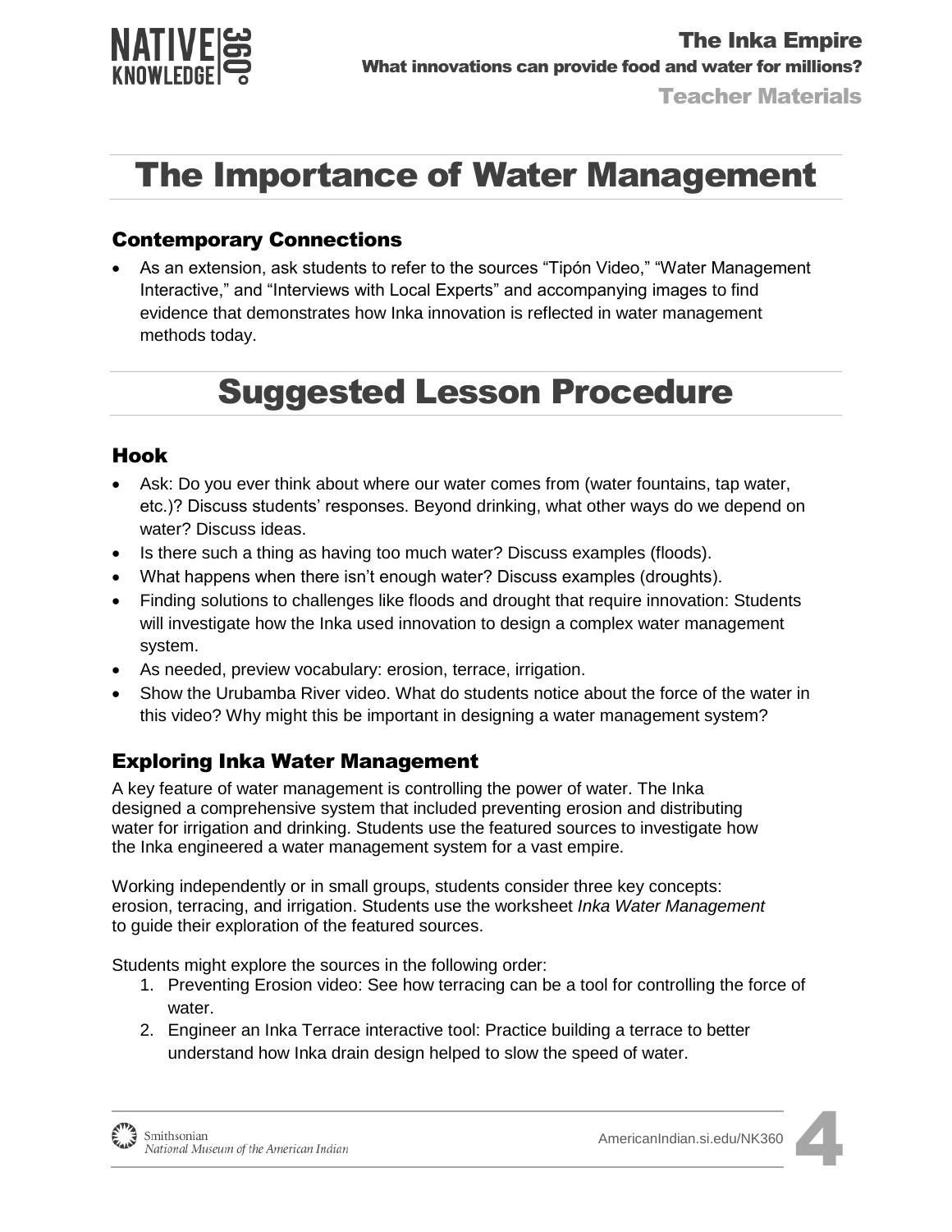# The Importance of Water Management

## Contemporary Connections

- As an extension, ask students to refer to the sources "Tipón Video," "Water Management Interactive," and "Interviews with Local Experts" and accompanying images to find evidence that demonstrates how Inka innovation is reflected in water management methods today.

# Suggested Lesson Procedure

## Hook

- Ask: Do you ever think about where our water comes from (water fountains, tap water, etc.)? Discuss students' responses. Beyond drinking, what other ways do we depend on water? Discuss ideas.
- Is there such a thing as having too much water? Discuss examples (floods).
- What happens when there isn't enough water? Discuss examples (droughts).
- Finding solutions to challenges like floods and drought that require innovation: Students will investigate how the Inka used innovation to design a complex water management system.
- As needed, preview vocabulary: erosion, terrace, irrigation.
- Show the Urubamba River video. What do students notice about the force of the water in this video? Why might this be important in designing a water management system?

## Exploring Inka Water Management

A key feature of water management is controlling the power of water. The Inka designed a comprehensive system that included preventing erosion and distributing water for irrigation and drinking. Students use the featured sources to investigate how the Inka engineered a water management system for a vast empire.

Working independently or in small groups, students consider three key concepts: erosion, terracing, and irrigation. Students use the worksheet *Inka Water Management* to guide their exploration of the featured sources.

Students might explore the sources in the following order:

1. Preventing Erosion video: See how terracing can be a tool for controlling the force of water.
2. Engineer an Inka Terrace interactive tool: Practice building a terrace to better understand how Inka drain design helped to slow the speed of water.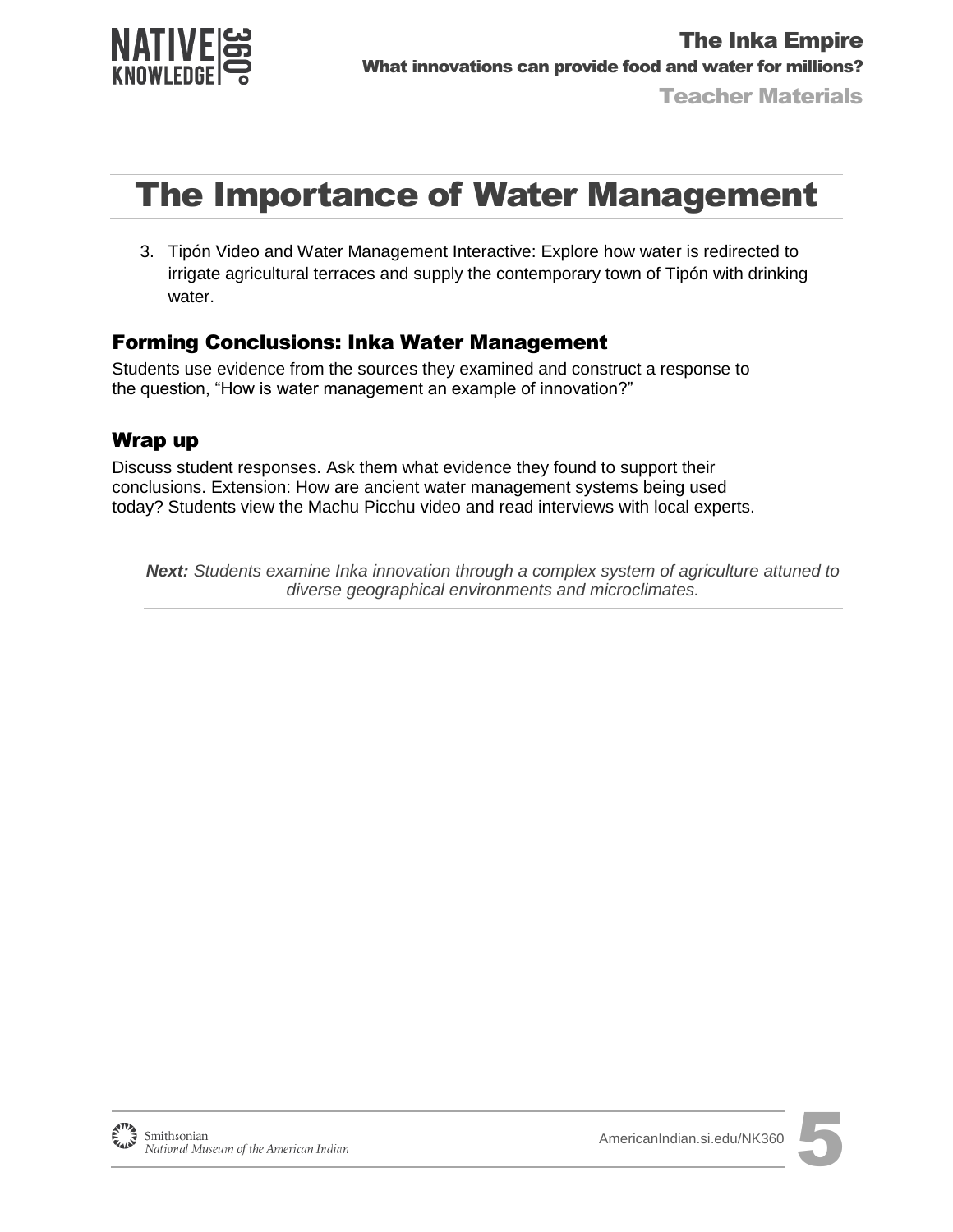# The Importance of Water Management

3. Tipón Video and Water Management Interactive: Explore how water is redirected to irrigate agricultural terraces and supply the contemporary town of Tipón with drinking water.

## Forming Conclusions: Inka Water Management

Students use evidence from the sources they examined and construct a response to the question, "How is water management an example of innovation?"

## Wrap up

Discuss student responses. Ask them what evidence they found to support their conclusions. Extension: How are ancient water management systems being used today? Students view the Machu Picchu video and read interviews with local experts.

***Next:*** *Students examine Inka innovation through a complex system of agriculture attuned to diverse geographical environments and microclimates.*